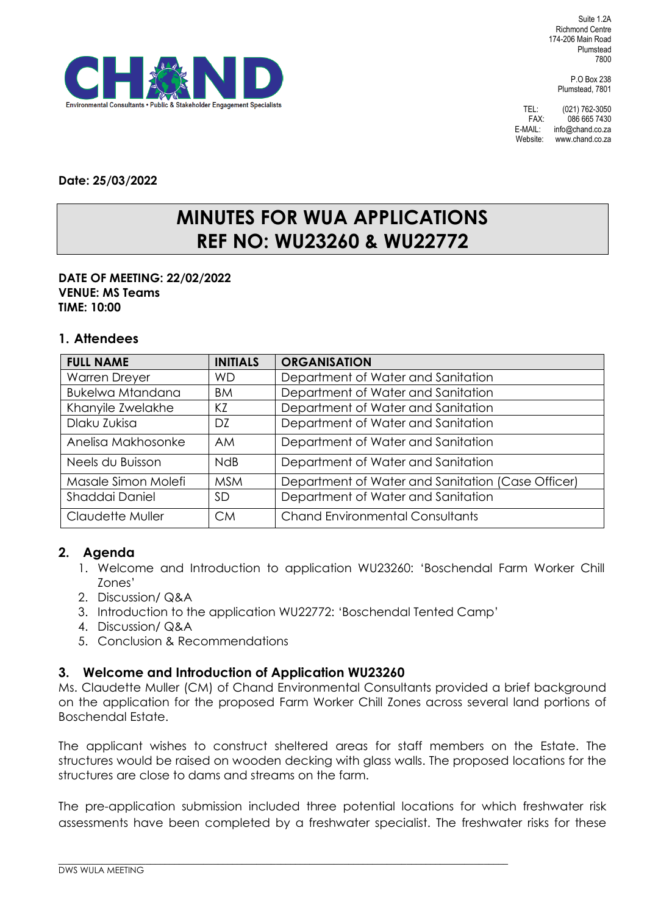CHAND
Environmental Consultants • Public & Stakeholder Engagement Specialists

Suite 1.2A
Richmond Centre
174-206 Main Road
Plumstead
7800

P.O Box 238
Plumstead, 7801

TEL: (021) 762-3050
FAX: 086 665 7430
E-MAIL: info@chand.co.za
Website: www.chand.co.za

**Date: 25/03/2022**

# MINUTES FOR WUA APPLICATIONS REF NO: WU23260 & WU22772

**DATE OF MEETING: 22/02/2022**
**VENUE: MS Teams**
**TIME: 10:00**

## 1. Attendees

| FULL NAME | INITIALS | ORGANISATION |
|---|---|---|
| Warren Dreyer | WD | Department of Water and Sanitation |
| Bukelwa Mtandana | BM | Department of Water and Sanitation |
| Khanyile Zwelakhe | KZ | Department of Water and Sanitation |
| Dlaku Zukisa | DZ | Department of Water and Sanitation |
| Anelisa Makhosonke | AM | Department of Water and Sanitation |
| Neels du Buisson | NdB | Department of Water and Sanitation |
| Masale Simon Molefi | MSM | Department of Water and Sanitation (Case Officer) |
| Shaddai Daniel | SD | Department of Water and Sanitation |
| Claudette Muller | CM | Chand Environmental Consultants |

## 2. Agenda

1. Welcome and Introduction to application WU23260: 'Boschendal Farm Worker Chill Zones'
2. Discussion/ Q&A
3. Introduction to the application WU22772: 'Boschendal Tented Camp'
4. Discussion/ Q&A
5. Conclusion & Recommendations

## 3. Welcome and Introduction of Application WU23260

Ms. Claudette Muller (CM) of Chand Environmental Consultants provided a brief background on the application for the proposed Farm Worker Chill Zones across several land portions of Boschendal Estate.

The applicant wishes to construct sheltered areas for staff members on the Estate. The structures would be raised on wooden decking with glass walls. The proposed locations for the structures are close to dams and streams on the farm.

The pre-application submission included three potential locations for which freshwater risk assessments have been completed by a freshwater specialist. The freshwater risks for these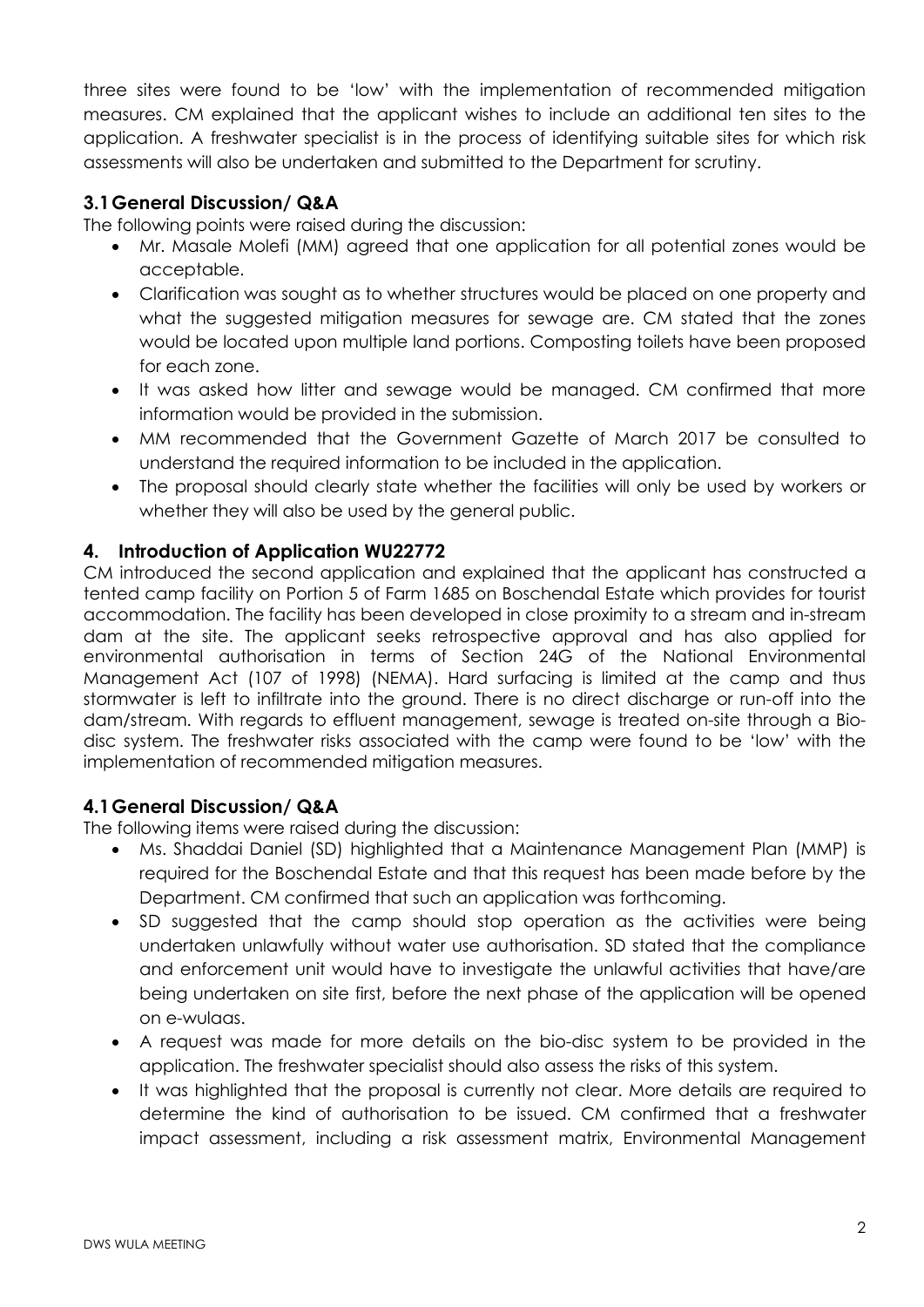three sites were found to be 'low' with the implementation of recommended mitigation measures. CM explained that the applicant wishes to include an additional ten sites to the application. A freshwater specialist is in the process of identifying suitable sites for which risk assessments will also be undertaken and submitted to the Department for scrutiny.

### 3.1 General Discussion/ Q&A

The following points were raised during the discussion:

- Mr. Masale Molefi (MM) agreed that one application for all potential zones would be acceptable.
- Clarification was sought as to whether structures would be placed on one property and what the suggested mitigation measures for sewage are. CM stated that the zones would be located upon multiple land portions. Composting toilets have been proposed for each zone.
- It was asked how litter and sewage would be managed. CM confirmed that more information would be provided in the submission.
- MM recommended that the Government Gazette of March 2017 be consulted to understand the required information to be included in the application.
- The proposal should clearly state whether the facilities will only be used by workers or whether they will also be used by the general public.

## 4. Introduction of Application WU22772

CM introduced the second application and explained that the applicant has constructed a tented camp facility on Portion 5 of Farm 1685 on Boschendal Estate which provides for tourist accommodation. The facility has been developed in close proximity to a stream and in-stream dam at the site. The applicant seeks retrospective approval and has also applied for environmental authorisation in terms of Section 24G of the National Environmental Management Act (107 of 1998) (NEMA). Hard surfacing is limited at the camp and thus stormwater is left to infiltrate into the ground. There is no direct discharge or run-off into the dam/stream. With regards to effluent management, sewage is treated on-site through a Bio-disc system. The freshwater risks associated with the camp were found to be 'low' with the implementation of recommended mitigation measures.

### 4.1 General Discussion/ Q&A

The following items were raised during the discussion:

- Ms. Shaddai Daniel (SD) highlighted that a Maintenance Management Plan (MMP) is required for the Boschendal Estate and that this request has been made before by the Department. CM confirmed that such an application was forthcoming.
- SD suggested that the camp should stop operation as the activities were being undertaken unlawfully without water use authorisation. SD stated that the compliance and enforcement unit would have to investigate the unlawful activities that have/are being undertaken on site first, before the next phase of the application will be opened on e-wulaas.
- A request was made for more details on the bio-disc system to be provided in the application. The freshwater specialist should also assess the risks of this system.
- It was highlighted that the proposal is currently not clear. More details are required to determine the kind of authorisation to be issued. CM confirmed that a freshwater impact assessment, including a risk assessment matrix, Environmental Management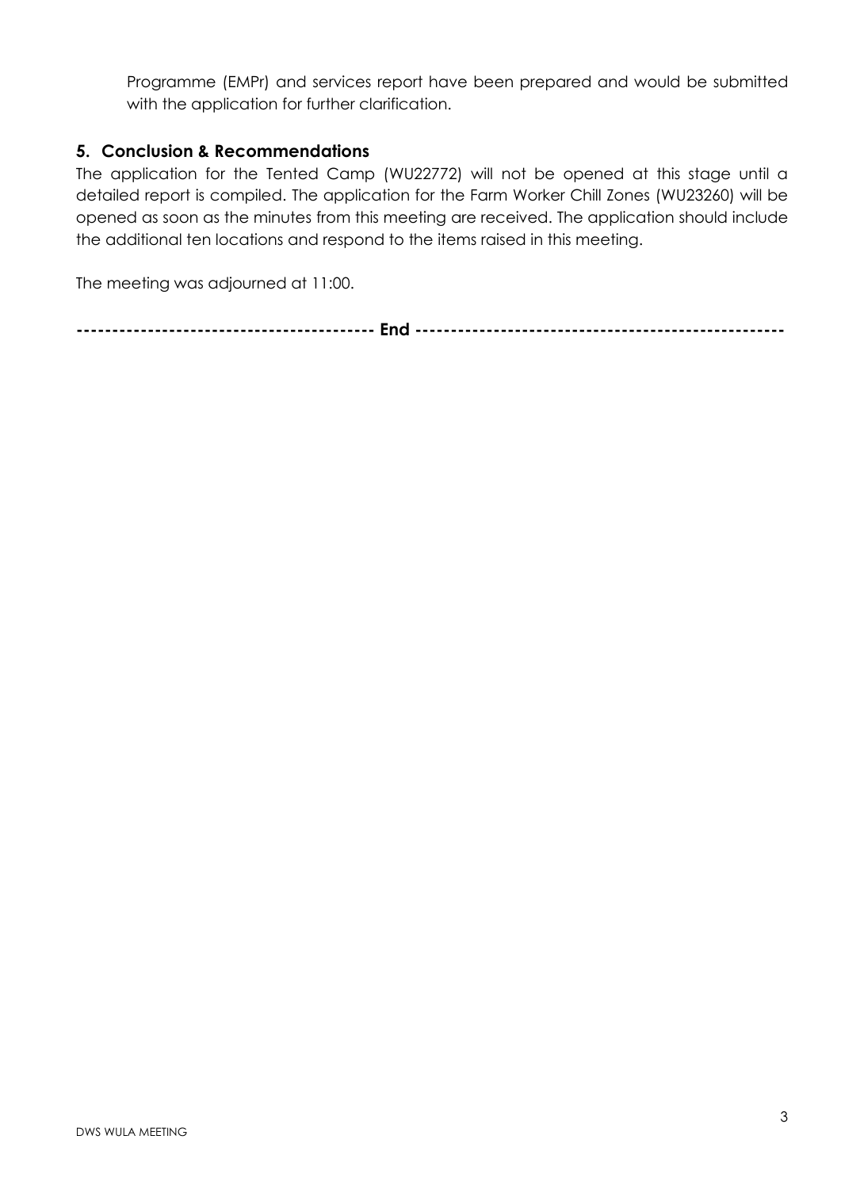Programme (EMPr) and services report have been prepared and would be submitted with the application for further clarification.

## 5. Conclusion & Recommendations

The application for the Tented Camp (WU22772) will not be opened at this stage until a detailed report is compiled. The application for the Farm Worker Chill Zones (WU23260) will be opened as soon as the minutes from this meeting are received. The application should include the additional ten locations and respond to the items raised in this meeting.

The meeting was adjourned at 11:00.

**----------------------------------------- End --------------------------------------------------**